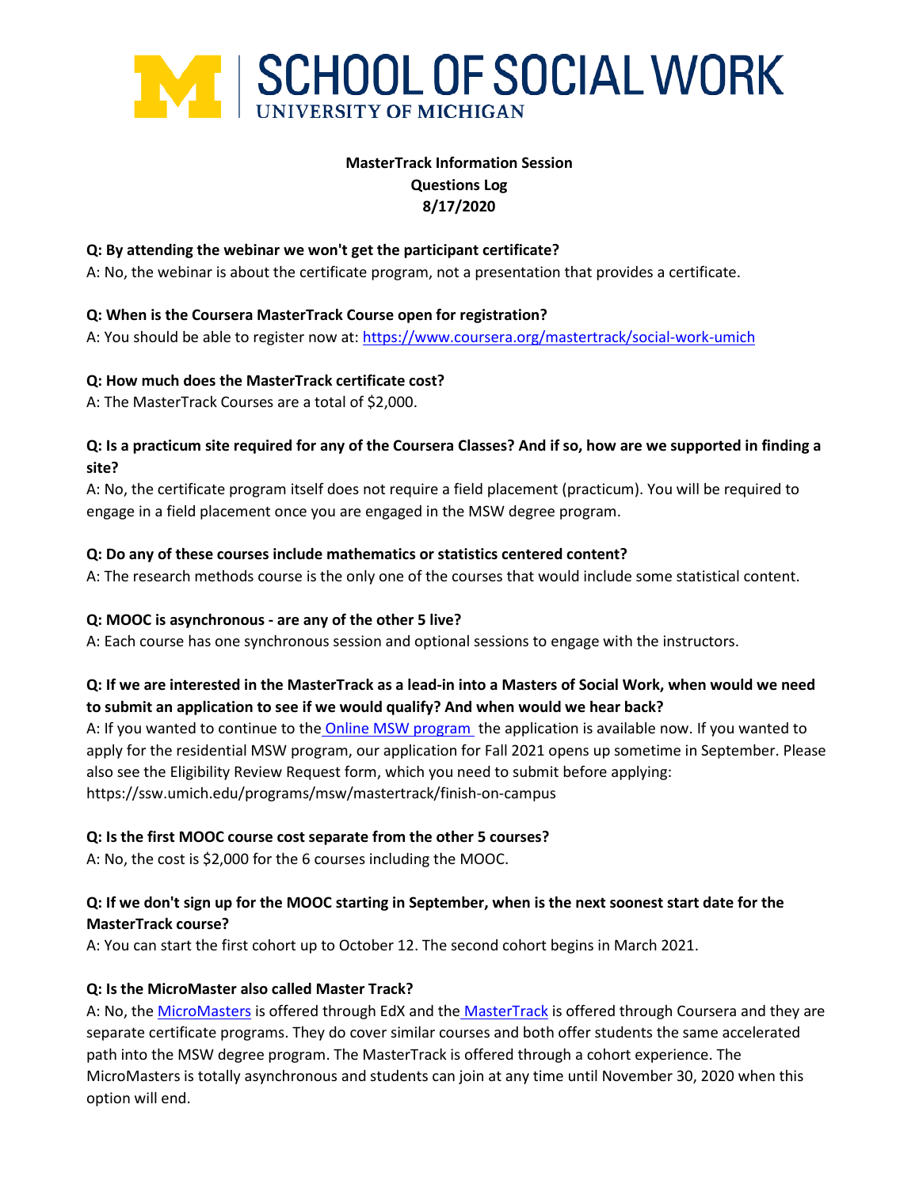# SCHOOL OF SOCIAL WORK
UNIVERSITY OF MICHIGAN

**MasterTrack Information Session**
**Questions Log**
**8/17/2020**

**Q: By attending the webinar we won't get the participant certificate?**
A: No, the webinar is about the certificate program, not a presentation that provides a certificate.

**Q: When is the Coursera MasterTrack Course open for registration?**
A: You should be able to register now at: [https://www.coursera.org/mastertrack/social-work-umich](https://www.coursera.org/mastertrack/social-work-umich)

**Q: How much does the MasterTrack certificate cost?**
A: The MasterTrack Courses are a total of $2,000.

**Q: Is a practicum site required for any of the Coursera Classes? And if so, how are we supported in finding a site?**
A: No, the certificate program itself does not require a field placement (practicum). You will be required to engage in a field placement once you are engaged in the MSW degree program.

**Q: Do any of these courses include mathematics or statistics centered content?**
A: The research methods course is the only one of the courses that would include some statistical content.

**Q: MOOC is asynchronous - are any of the other 5 live?**
A: Each course has one synchronous session and optional sessions to engage with the instructors.

**Q: If we are interested in the MasterTrack as a lead-in into a Masters of Social Work, when would we need to submit an application to see if we would qualify? And when would we hear back?**
A: If you wanted to continue to the Online MSW program the application is available now. If you wanted to apply for the residential MSW program, our application for Fall 2021 opens up sometime in September. Please also see the Eligibility Review Request form, which you need to submit before applying: https://ssw.umich.edu/programs/msw/mastertrack/finish-on-campus

**Q: Is the first MOOC course cost separate from the other 5 courses?**
A: No, the cost is $2,000 for the 6 courses including the MOOC.

**Q: If we don't sign up for the MOOC starting in September, when is the next soonest start date for the MasterTrack course?**
A: You can start the first cohort up to October 12. The second cohort begins in March 2021.

**Q: Is the MicroMaster also called Master Track?**
A: No, the MicroMasters is offered through EdX and the MasterTrack is offered through Coursera and they are separate certificate programs. They do cover similar courses and both offer students the same accelerated path into the MSW degree program. The MasterTrack is offered through a cohort experience. The MicroMasters is totally asynchronous and students can join at any time until November 30, 2020 when this option will end.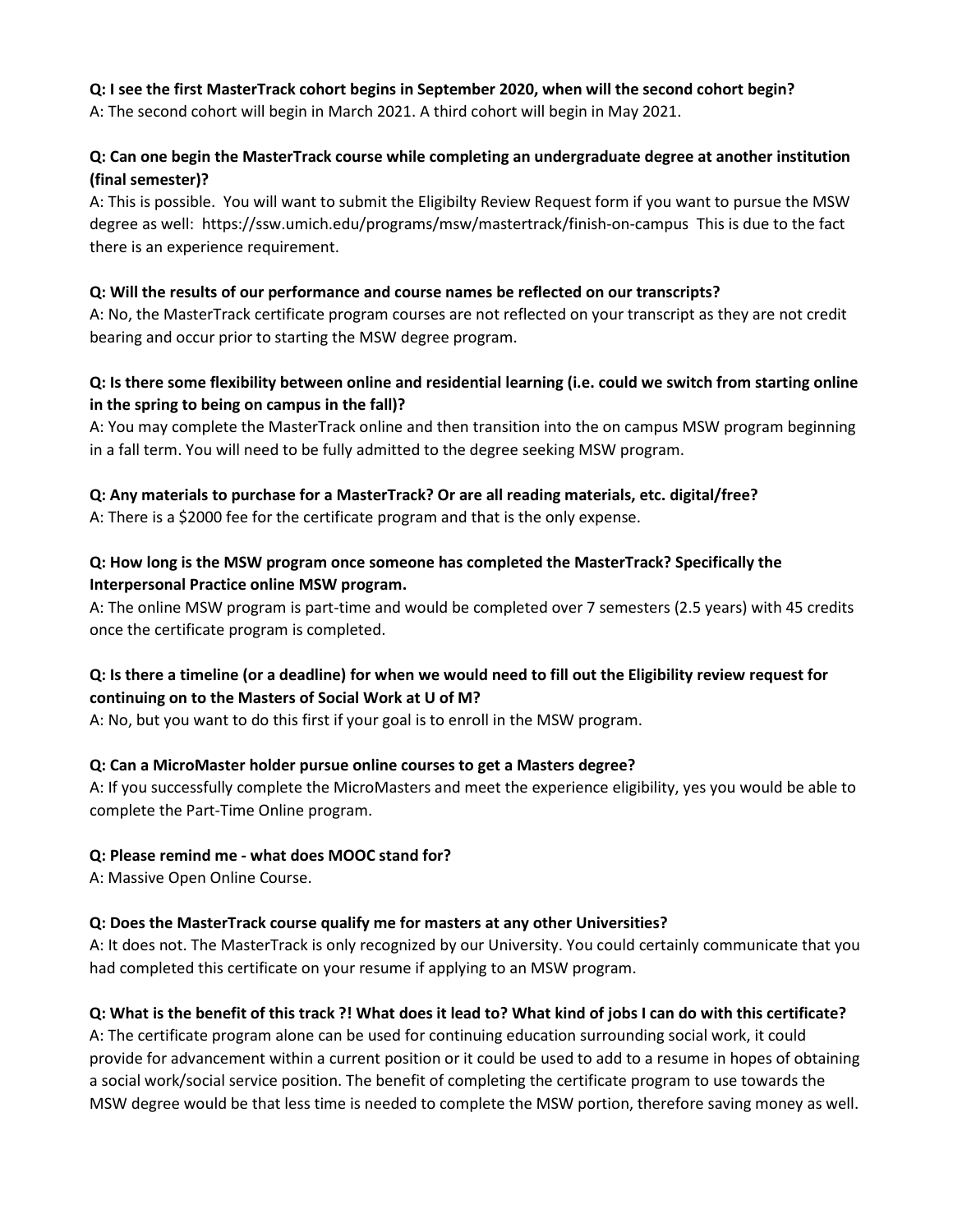**Q: I see the first MasterTrack cohort begins in September 2020, when will the second cohort begin?**
A: The second cohort will begin in March 2021. A third cohort will begin in May 2021.

**Q: Can one begin the MasterTrack course while completing an undergraduate degree at another institution (final semester)?**
A: This is possible. You will want to submit the Eligibilty Review Request form if you want to pursue the MSW degree as well: https://ssw.umich.edu/programs/msw/mastertrack/finish-on-campus This is due to the fact there is an experience requirement.

**Q: Will the results of our performance and course names be reflected on our transcripts?**
A: No, the MasterTrack certificate program courses are not reflected on your transcript as they are not credit bearing and occur prior to starting the MSW degree program.

**Q: Is there some flexibility between online and residential learning (i.e. could we switch from starting online in the spring to being on campus in the fall)?**
A: You may complete the MasterTrack online and then transition into the on campus MSW program beginning in a fall term. You will need to be fully admitted to the degree seeking MSW program.

**Q: Any materials to purchase for a MasterTrack? Or are all reading materials, etc. digital/free?**
A: There is a $2000 fee for the certificate program and that is the only expense.

**Q: How long is the MSW program once someone has completed the MasterTrack? Specifically the Interpersonal Practice online MSW program.**
A: The online MSW program is part-time and would be completed over 7 semesters (2.5 years) with 45 credits once the certificate program is completed.

**Q: Is there a timeline (or a deadline) for when we would need to fill out the Eligibility review request for continuing on to the Masters of Social Work at U of M?**
A: No, but you want to do this first if your goal is to enroll in the MSW program.

**Q: Can a MicroMaster holder pursue online courses to get a Masters degree?**
A: If you successfully complete the MicroMasters and meet the experience eligibility, yes you would be able to complete the Part-Time Online program.

**Q: Please remind me - what does MOOC stand for?**
A: Massive Open Online Course.

**Q: Does the MasterTrack course qualify me for masters at any other Universities?**
A: It does not. The MasterTrack is only recognized by our University. You could certainly communicate that you had completed this certificate on your resume if applying to an MSW program.

**Q: What is the benefit of this track ?! What does it lead to? What kind of jobs I can do with this certificate?**
A: The certificate program alone can be used for continuing education surrounding social work, it could provide for advancement within a current position or it could be used to add to a resume in hopes of obtaining a social work/social service position. The benefit of completing the certificate program to use towards the MSW degree would be that less time is needed to complete the MSW portion, therefore saving money as well.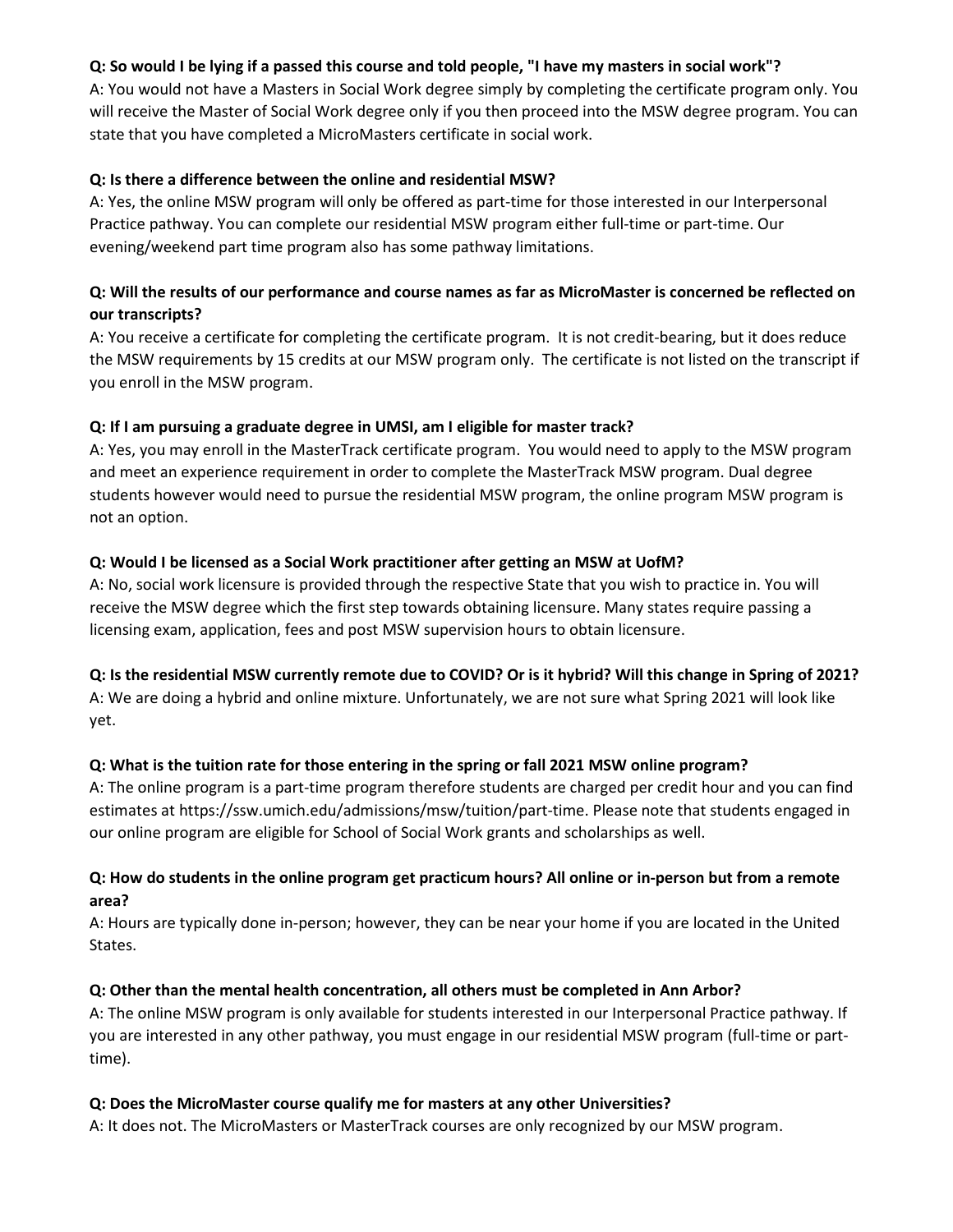**Q: So would I be lying if a passed this course and told people, "I have my masters in social work"?**
A: You would not have a Masters in Social Work degree simply by completing the certificate program only. You will receive the Master of Social Work degree only if you then proceed into the MSW degree program. You can state that you have completed a MicroMasters certificate in social work.

**Q: Is there a difference between the online and residential MSW?**
A: Yes, the online MSW program will only be offered as part-time for those interested in our Interpersonal Practice pathway. You can complete our residential MSW program either full-time or part-time. Our evening/weekend part time program also has some pathway limitations.

**Q: Will the results of our performance and course names as far as MicroMaster is concerned be reflected on our transcripts?**
A: You receive a certificate for completing the certificate program. It is not credit-bearing, but it does reduce the MSW requirements by 15 credits at our MSW program only. The certificate is not listed on the transcript if you enroll in the MSW program.

**Q: If I am pursuing a graduate degree in UMSI, am I eligible for master track?**
A: Yes, you may enroll in the MasterTrack certificate program. You would need to apply to the MSW program and meet an experience requirement in order to complete the MasterTrack MSW program. Dual degree students however would need to pursue the residential MSW program, the online program MSW program is not an option.

**Q: Would I be licensed as a Social Work practitioner after getting an MSW at UofM?**
A: No, social work licensure is provided through the respective State that you wish to practice in. You will receive the MSW degree which the first step towards obtaining licensure. Many states require passing a licensing exam, application, fees and post MSW supervision hours to obtain licensure.

**Q: Is the residential MSW currently remote due to COVID? Or is it hybrid? Will this change in Spring of 2021?**
A: We are doing a hybrid and online mixture. Unfortunately, we are not sure what Spring 2021 will look like yet.

**Q: What is the tuition rate for those entering in the spring or fall 2021 MSW online program?**
A: The online program is a part-time program therefore students are charged per credit hour and you can find estimates at https://ssw.umich.edu/admissions/msw/tuition/part-time. Please note that students engaged in our online program are eligible for School of Social Work grants and scholarships as well.

**Q: How do students in the online program get practicum hours? All online or in-person but from a remote area?**
A: Hours are typically done in-person; however, they can be near your home if you are located in the United States.

**Q: Other than the mental health concentration, all others must be completed in Ann Arbor?**
A: The online MSW program is only available for students interested in our Interpersonal Practice pathway. If you are interested in any other pathway, you must engage in our residential MSW program (full-time or part-time).

**Q: Does the MicroMaster course qualify me for masters at any other Universities?**
A: It does not. The MicroMasters or MasterTrack courses are only recognized by our MSW program.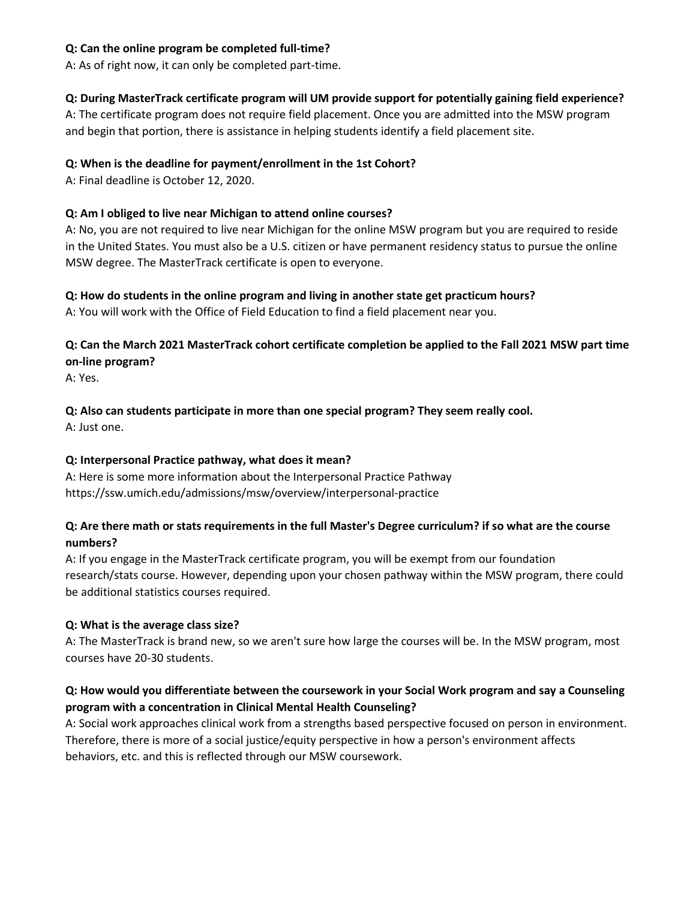**Q: Can the online program be completed full-time?**

A: As of right now, it can only be completed part-time.

**Q: During MasterTrack certificate program will UM provide support for potentially gaining field experience?**

A: The certificate program does not require field placement. Once you are admitted into the MSW program and begin that portion, there is assistance in helping students identify a field placement site.

**Q: When is the deadline for payment/enrollment in the 1st Cohort?**

A: Final deadline is October 12, 2020.

**Q: Am I obliged to live near Michigan to attend online courses?**

A: No, you are not required to live near Michigan for the online MSW program but you are required to reside in the United States. You must also be a U.S. citizen or have permanent residency status to pursue the online MSW degree. The MasterTrack certificate is open to everyone.

**Q: How do students in the online program and living in another state get practicum hours?**

A: You will work with the Office of Field Education to find a field placement near you.

**Q: Can the March 2021 MasterTrack cohort certificate completion be applied to the Fall 2021 MSW part time on-line program?**

A: Yes.

**Q: Also can students participate in more than one special program? They seem really cool.**

A: Just one.

**Q: Interpersonal Practice pathway, what does it mean?**

A: Here is some more information about the Interpersonal Practice Pathway https://ssw.umich.edu/admissions/msw/overview/interpersonal-practice

**Q: Are there math or stats requirements in the full Master's Degree curriculum? if so what are the course numbers?**

A: If you engage in the MasterTrack certificate program, you will be exempt from our foundation research/stats course. However, depending upon your chosen pathway within the MSW program, there could be additional statistics courses required.

**Q: What is the average class size?**

A: The MasterTrack is brand new, so we aren't sure how large the courses will be. In the MSW program, most courses have 20-30 students.

**Q: How would you differentiate between the coursework in your Social Work program and say a Counseling program with a concentration in Clinical Mental Health Counseling?**

A: Social work approaches clinical work from a strengths based perspective focused on person in environment. Therefore, there is more of a social justice/equity perspective in how a person's environment affects behaviors, etc. and this is reflected through our MSW coursework.